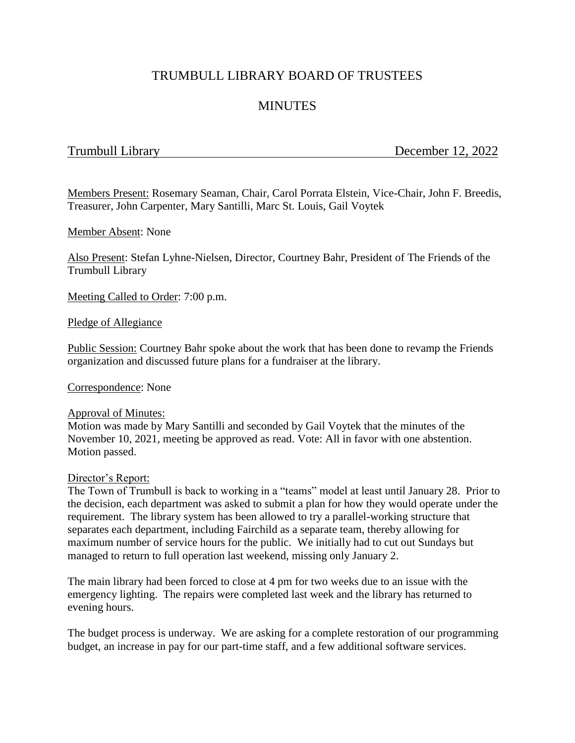# TRUMBULL LIBRARY BOARD OF TRUSTEES

## MINUTES

Trumbull Library December 12, 2022

Members Present: Rosemary Seaman, Chair, Carol Porrata Elstein, Vice-Chair, John F. Breedis, Treasurer, John Carpenter, Mary Santilli, Marc St. Louis, Gail Voytek

Member Absent: None

Also Present: Stefan Lyhne-Nielsen, Director, Courtney Bahr, President of The Friends of the Trumbull Library

Meeting Called to Order: 7:00 p.m.

Pledge of Allegiance

Public Session: Courtney Bahr spoke about the work that has been done to revamp the Friends organization and discussed future plans for a fundraiser at the library.

Correspondence: None

Approval of Minutes:
Motion was made by Mary Santilli and seconded by Gail Voytek that the minutes of the November 10, 2021, meeting be approved as read. Vote: All in favor with one abstention. Motion passed.

Director's Report:
The Town of Trumbull is back to working in a "teams" model at least until January 28. Prior to the decision, each department was asked to submit a plan for how they would operate under the requirement. The library system has been allowed to try a parallel-working structure that separates each department, including Fairchild as a separate team, thereby allowing for maximum number of service hours for the public. We initially had to cut out Sundays but managed to return to full operation last weekend, missing only January 2.

The main library had been forced to close at 4 pm for two weeks due to an issue with the emergency lighting. The repairs were completed last week and the library has returned to evening hours.

The budget process is underway. We are asking for a complete restoration of our programming budget, an increase in pay for our part-time staff, and a few additional software services.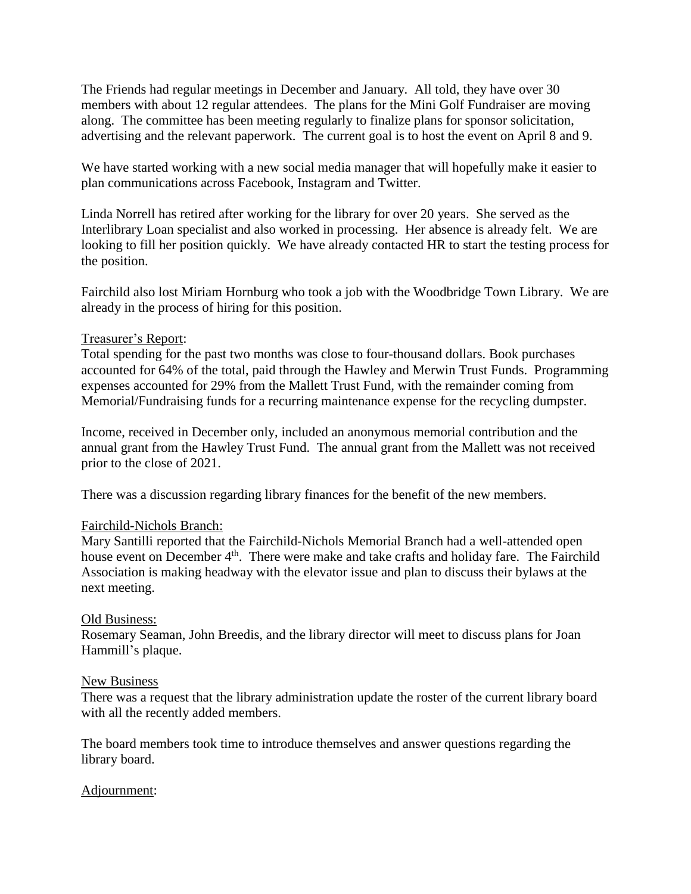The Friends had regular meetings in December and January. All told, they have over 30 members with about 12 regular attendees. The plans for the Mini Golf Fundraiser are moving along. The committee has been meeting regularly to finalize plans for sponsor solicitation, advertising and the relevant paperwork. The current goal is to host the event on April 8 and 9.

We have started working with a new social media manager that will hopefully make it easier to plan communications across Facebook, Instagram and Twitter.

Linda Norrell has retired after working for the library for over 20 years. She served as the Interlibrary Loan specialist and also worked in processing. Her absence is already felt. We are looking to fill her position quickly. We have already contacted HR to start the testing process for the position.

Fairchild also lost Miriam Hornburg who took a job with the Woodbridge Town Library. We are already in the process of hiring for this position.

Treasurer's Report:
Total spending for the past two months was close to four-thousand dollars. Book purchases accounted for 64% of the total, paid through the Hawley and Merwin Trust Funds. Programming expenses accounted for 29% from the Mallett Trust Fund, with the remainder coming from Memorial/Fundraising funds for a recurring maintenance expense for the recycling dumpster.

Income, received in December only, included an anonymous memorial contribution and the annual grant from the Hawley Trust Fund. The annual grant from the Mallett was not received prior to the close of 2021.

There was a discussion regarding library finances for the benefit of the new members.

Fairchild-Nichols Branch:
Mary Santilli reported that the Fairchild-Nichols Memorial Branch had a well-attended open house event on December 4th. There were make and take crafts and holiday fare. The Fairchild Association is making headway with the elevator issue and plan to discuss their bylaws at the next meeting.

Old Business:
Rosemary Seaman, John Breedis, and the library director will meet to discuss plans for Joan Hammill's plaque.

New Business
There was a request that the library administration update the roster of the current library board with all the recently added members.

The board members took time to introduce themselves and answer questions regarding the library board.

Adjournment: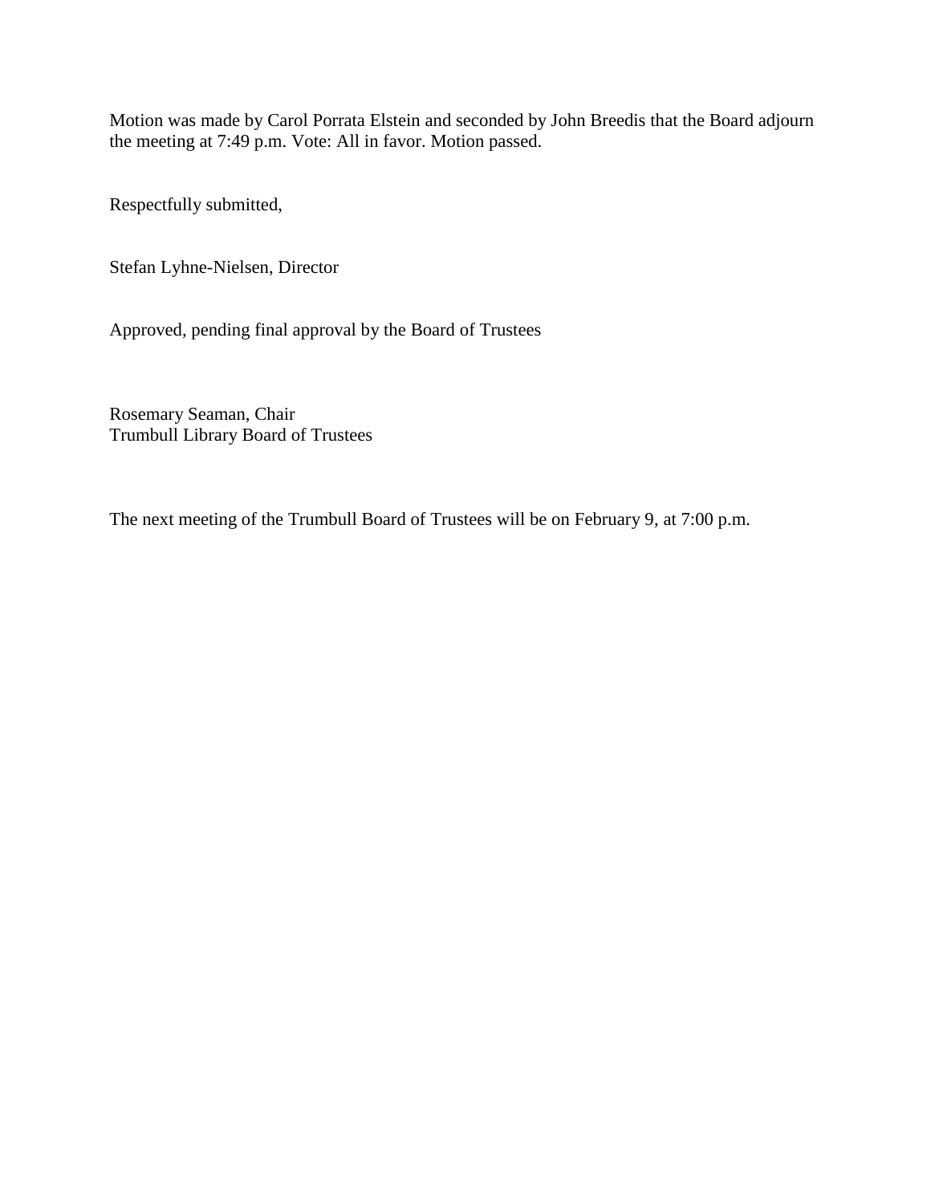Motion was made by Carol Porrata Elstein and seconded by John Breedis that the Board adjourn the meeting at 7:49 p.m. Vote: All in favor. Motion passed.

Respectfully submitted,

Stefan Lyhne-Nielsen, Director

Approved, pending final approval by the Board of Trustees

Rosemary Seaman, Chair
Trumbull Library Board of Trustees

The next meeting of the Trumbull Board of Trustees will be on February 9, at 7:00 p.m.